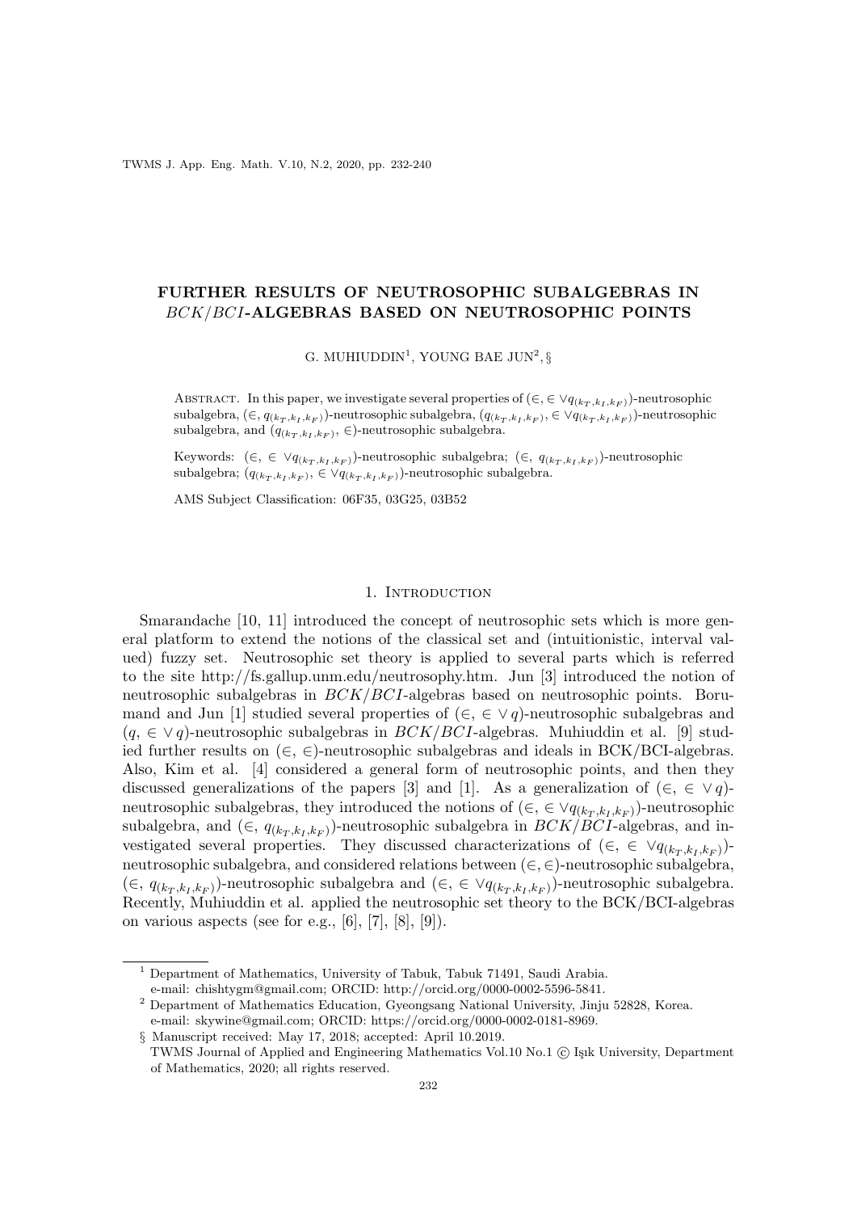# FURTHER RESULTS OF NEUTROSOPHIC SUBALGEBRAS IN $BCK/BCI$-ALGEBRAS BASED ON NEUTROSOPHIC POINTS

G. MUHIUDDIN[1], YOUNG BAE JUN[2], §

Abstract. In this paper, we investigate several properties of $(\in, \in \vee q_{(k_T,k_I,k_F)})$-neutrosophic subalgebra, $(\in, q_{(k_T,k_I,k_F)})$-neutrosophic subalgebra, $(q_{(k_T,k_I,k_F)}, \in \vee q_{(k_T,k_I,k_F)})$-neutrosophic subalgebra, and $(q_{(k_T,k_I,k_F)}, \in)$-neutrosophic subalgebra.

Keywords: $(\in, \in \vee q_{(k_T,k_I,k_F)})$-neutrosophic subalgebra; $(\in, q_{(k_T,k_I,k_F)})$-neutrosophic subalgebra; $(q_{(k_T,k_I,k_F)}, \in \vee q_{(k_T,k_I,k_F)})$-neutrosophic subalgebra.

AMS Subject Classification: 06F35, 03G25, 03B52

## 1. Introduction

Smarandache [10, 11] introduced the concept of neutrosophic sets which is more general platform to extend the notions of the classical set and (intuitionistic, interval valued) fuzzy set. Neutrosophic set theory is applied to several parts which is referred to the site http://fs.gallup.unm.edu/neutrosophy.htm. Jun [3] introduced the notion of neutrosophic subalgebras in $BCK/BCI$-algebras based on neutrosophic points. Borumand and Jun [1] studied several properties of $(\in, \in \vee q)$-neutrosophic subalgebras and $(q, \in \vee q)$-neutrosophic subalgebras in $BCK/BCI$-algebras. Muhiuddin et al. [9] studied further results on $(\in, \in)$-neutrosophic subalgebras and ideals in BCK/BCI-algebras. Also, Kim et al. [4] considered a general form of neutrosophic points, and then they discussed generalizations of the papers [3] and [1]. As a generalization of $(\in, \in \vee q)$-neutrosophic subalgebras, they introduced the notions of $(\in, \in \vee q_{(k_T,k_I,k_F)})$-neutrosophic subalgebra, and $(\in, q_{(k_T,k_I,k_F)})$-neutrosophic subalgebra in $BCK/BCI$-algebras, and investigated several properties. They discussed characterizations of $(\in, \in \vee q_{(k_T,k_I,k_F)})$-neutrosophic subalgebra, and considered relations between $(\in, \in)$-neutrosophic subalgebra, $(\in, q_{(k_T,k_I,k_F)})$-neutrosophic subalgebra and $(\in, \in \vee q_{(k_T,k_I,k_F)})$-neutrosophic subalgebra. Recently, Muhiuddin et al. applied the neutrosophic set theory to the BCK/BCI-algebras on various aspects (see for e.g., [6], [7], [8], [9]).

---

[1] Department of Mathematics, University of Tabuk, Tabuk 71491, Saudi Arabia.
e-mail: chishtygm@gmail.com; ORCID: http://orcid.org/0000-0002-5596-5841.

[2] Department of Mathematics Education, Gyeongsang National University, Jinju 52828, Korea.
e-mail: skywine@gmail.com; ORCID: https://orcid.org/0000-0002-0181-8969.

§ Manuscript received: May 17, 2018; accepted: April 10.2019.
TWMS Journal of Applied and Engineering Mathematics Vol.10 No.1 © Işık University, Department of Mathematics, 2020; all rights reserved.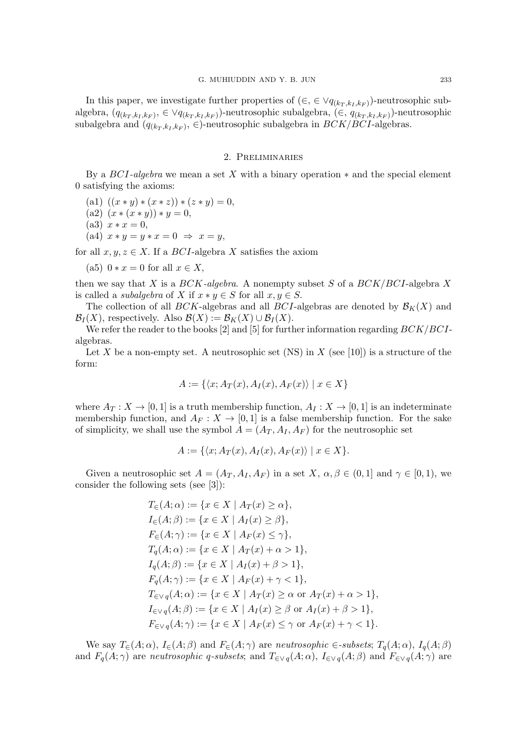In this paper, we investigate further properties of $(\in, \in \vee q_{(k_T,k_I,k_F)})$-neutrosophic subalgebra, $(q_{(k_T,k_I,k_F)}, \in \vee q_{(k_T,k_I,k_F)})$-neutrosophic subalgebra, $(\in, q_{(k_T,k_I,k_F)})$-neutrosophic subalgebra and $(q_{(k_T,k_I,k_F)}, \in)$-neutrosophic subalgebra in $BCK/BCI$-algebras.

## 2. Preliminaries

By a *BCI-algebra* we mean a set $X$ with a binary operation $*$ and the special element 0 satisfying the axioms:

(a1) $((x * y) * (x * z)) * (z * y) = 0$,

(a2) $(x * (x * y)) * y = 0$,

(a3) $x * x = 0$,

(a4) $x * y = y * x = 0 \Rightarrow x = y$,

for all $x, y, z \in X$. If a $BCI$-algebra $X$ satisfies the axiom

(a5) $0 * x = 0$ for all $x \in X$,

then we say that $X$ is a *BCK-algebra*. A nonempty subset $S$ of a $BCK/BCI$-algebra $X$ is called a *subalgebra* of $X$ if $x * y \in S$ for all $x, y \in S$.

The collection of all $BCK$-algebras and all $BCI$-algebras are denoted by $\mathcal{B}_K(X)$ and $\mathcal{B}_I(X)$, respectively. Also $\mathcal{B}(X) := \mathcal{B}_K(X) \cup \mathcal{B}_I(X)$.

We refer the reader to the books [2] and [5] for further information regarding $BCK/BCI$-algebras.

Let $X$ be a non-empty set. A neutrosophic set (NS) in $X$ (see [10]) is a structure of the form:

$$A := \{\langle x; A_T(x), A_I(x), A_F(x)\rangle \mid x \in X\}$$

where $A_T : X \to [0, 1]$ is a truth membership function, $A_I : X \to [0, 1]$ is an indeterminate membership function, and $A_F : X \to [0, 1]$ is a false membership function. For the sake of simplicity, we shall use the symbol $A = (A_T, A_I, A_F)$ for the neutrosophic set

$$A := \{\langle x; A_T(x), A_I(x), A_F(x)\rangle \mid x \in X\}.$$

Given a neutrosophic set $A = (A_T, A_I, A_F)$ in a set $X$, $\alpha, \beta \in (0, 1]$ and $\gamma \in [0, 1)$, we consider the following sets (see [3]):

$$
\begin{aligned}
T_\in(A; \alpha) &:= \{x \in X \mid A_T(x) \geq \alpha\},\\
I_\in(A; \beta) &:= \{x \in X \mid A_I(x) \geq \beta\},\\
F_\in(A; \gamma) &:= \{x \in X \mid A_F(x) \leq \gamma\},\\
T_q(A; \alpha) &:= \{x \in X \mid A_T(x) + \alpha > 1\},\\
I_q(A; \beta) &:= \{x \in X \mid A_I(x) + \beta > 1\},\\
F_q(A; \gamma) &:= \{x \in X \mid A_F(x) + \gamma < 1\},\\
T_{\in\vee q}(A; \alpha) &:= \{x \in X \mid A_T(x) \geq \alpha \text{ or } A_T(x) + \alpha > 1\},\\
I_{\in\vee q}(A; \beta) &:= \{x \in X \mid A_I(x) \geq \beta \text{ or } A_I(x) + \beta > 1\},\\
F_{\in\vee q}(A; \gamma) &:= \{x \in X \mid A_F(x) \leq \gamma \text{ or } A_F(x) + \gamma < 1\}.
\end{aligned}
$$

We say $T_\in(A; \alpha)$, $I_\in(A; \beta)$ and $F_\in(A; \gamma)$ are *neutrosophic* $\in$*-subsets*; $T_q(A; \alpha)$, $I_q(A; \beta)$ and $F_q(A; \gamma)$ are *neutrosophic q-subsets*; and $T_{\in\vee q}(A; \alpha)$, $I_{\in\vee q}(A; \beta)$ and $F_{\in\vee q}(A; \gamma)$ are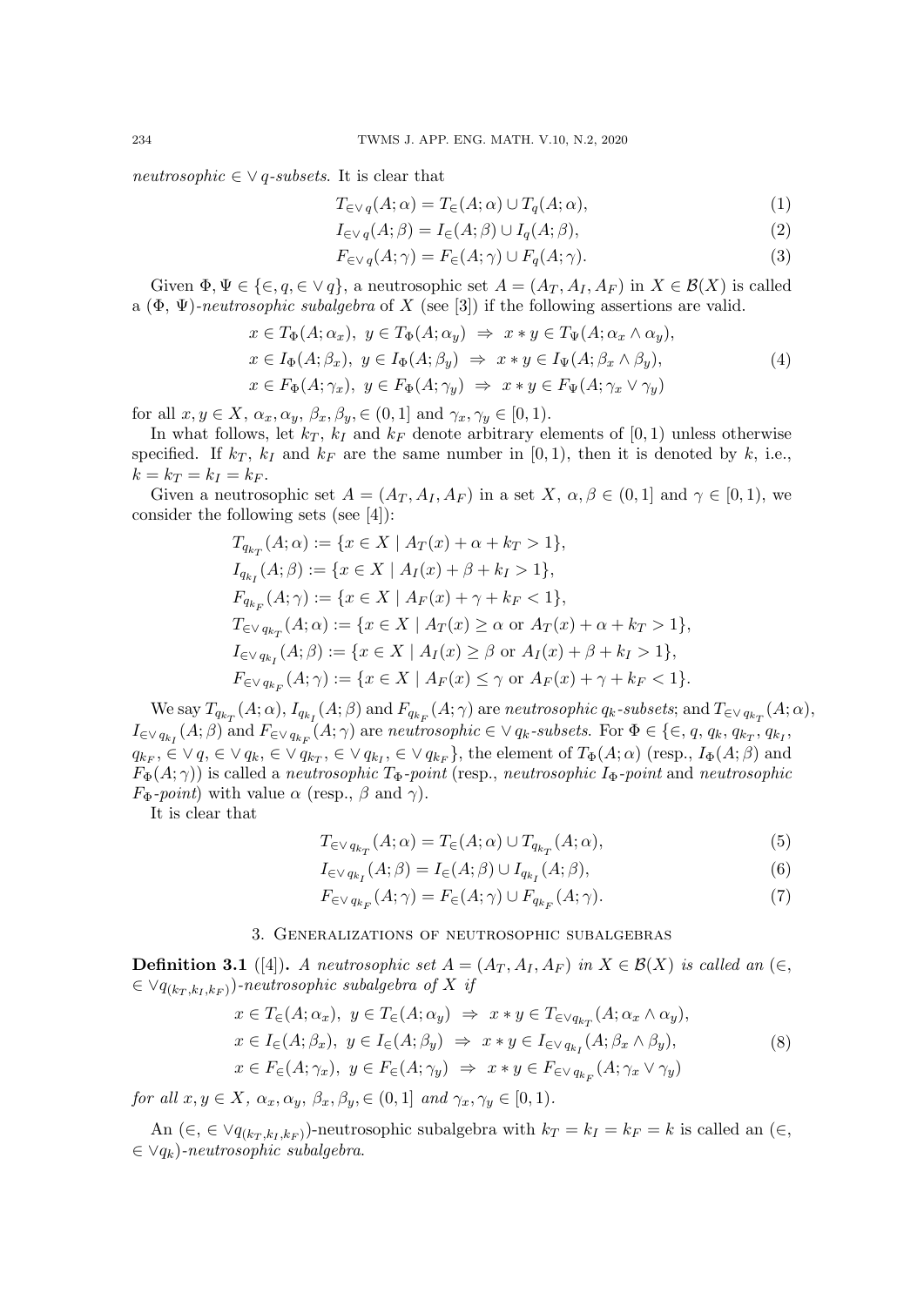*neutrosophic* $\in\vee q$*-subsets*. It is clear that

$$T_{\in\vee q}(A;\alpha) = T_{\in}(A;\alpha) \cup T_q(A;\alpha), \tag{1}$$

$$I_{\in\vee q}(A;\beta) = I_{\in}(A;\beta) \cup I_q(A;\beta), \tag{2}$$

$$F_{\in\vee q}(A;\gamma) = F_{\in}(A;\gamma) \cup F_q(A;\gamma). \tag{3}$$

Given $\Phi, \Psi \in \{\in, q, \in\vee q\}$, a neutrosophic set $A = (A_T, A_I, A_F)$ in $X \in \mathcal{B}(X)$ is called a $(\Phi,\ \Psi)$*-neutrosophic subalgebra* of $X$ (see [3]) if the following assertions are valid.

$$\begin{aligned} &x \in T_\Phi(A;\alpha_x),\ y \in T_\Phi(A;\alpha_y) \ \Rightarrow\ x * y \in T_\Psi(A;\alpha_x \wedge \alpha_y),\\ &x \in I_\Phi(A;\beta_x),\ y \in I_\Phi(A;\beta_y) \ \Rightarrow\ x * y \in I_\Psi(A;\beta_x \wedge \beta_y),\\ &x \in F_\Phi(A;\gamma_x),\ y \in F_\Phi(A;\gamma_y) \ \Rightarrow\ x * y \in F_\Psi(A;\gamma_x \vee \gamma_y)\end{aligned} \tag{4}$$

for all $x, y \in X,\ \alpha_x, \alpha_y,\ \beta_x, \beta_y, \in (0,1]$ and $\gamma_x, \gamma_y \in [0,1)$.

In what follows, let $k_T$, $k_I$ and $k_F$ denote arbitrary elements of $[0,1)$ unless otherwise specified. If $k_T$, $k_I$ and $k_F$ are the same number in $[0,1)$, then it is denoted by $k$, i.e., $k = k_T = k_I = k_F$.

Given a neutrosophic set $A = (A_T, A_I, A_F)$ in a set $X$, $\alpha, \beta \in (0,1]$ and $\gamma \in [0,1)$, we consider the following sets (see [4]):

$$\begin{aligned} &T_{q_{k_T}}(A;\alpha) := \{x \in X \mid A_T(x) + \alpha + k_T > 1\},\\ &I_{q_{k_I}}(A;\beta) := \{x \in X \mid A_I(x) + \beta + k_I > 1\},\\ &F_{q_{k_F}}(A;\gamma) := \{x \in X \mid A_F(x) + \gamma + k_F < 1\},\\ &T_{\in\vee q_{k_T}}(A;\alpha) := \{x \in X \mid A_T(x) \geq \alpha \text{ or } A_T(x) + \alpha + k_T > 1\},\\ &I_{\in\vee q_{k_I}}(A;\beta) := \{x \in X \mid A_I(x) \geq \beta \text{ or } A_I(x) + \beta + k_I > 1\},\\ &F_{\in\vee q_{k_F}}(A;\gamma) := \{x \in X \mid A_F(x) \leq \gamma \text{ or } A_F(x) + \gamma + k_F < 1\}.\end{aligned}$$

We say $T_{q_{k_T}}(A;\alpha)$, $I_{q_{k_I}}(A;\beta)$ and $F_{q_{k_F}}(A;\gamma)$ are *neutrosophic* $q_k$*-subsets*; and $T_{\in\vee q_{k_T}}(A;\alpha)$, $I_{\in\vee q_{k_I}}(A;\beta)$ and $F_{\in\vee q_{k_F}}(A;\gamma)$ are *neutrosophic* $\in\vee q_k$*-subsets*. For $\Phi \in \{\in, q, q_k, q_{k_T}, q_{k_I}, q_{k_F}, \in\vee q, \in\vee q_k, \in\vee q_{k_T}, \in\vee q_{k_I}, \in\vee q_{k_F}\}$, the element of $T_\Phi(A;\alpha)$ (resp., $I_\Phi(A;\beta)$ and $F_\Phi(A;\gamma)$) is called a *neutrosophic* $T_\Phi$*-point* (resp., *neutrosophic* $I_\Phi$*-point* and *neutrosophic* $F_\Phi$*-point*) with value $\alpha$ (resp., $\beta$ and $\gamma$).

It is clear that

$$T_{\in\vee q_{k_T}}(A;\alpha) = T_{\in}(A;\alpha) \cup T_{q_{k_T}}(A;\alpha), \tag{5}$$

$$I_{\in\vee q_{k_I}}(A;\beta) = I_{\in}(A;\beta) \cup I_{q_{k_I}}(A;\beta), \tag{6}$$

$$F_{\in\vee q_{k_F}}(A;\gamma) = F_{\in}(A;\gamma) \cup F_{q_{k_F}}(A;\gamma). \tag{7}$$

## 3. Generalizations of neutrosophic subalgebras

**Definition 3.1** ([4]). *A neutrosophic set* $A = (A_T, A_I, A_F)$ *in* $X \in \mathcal{B}(X)$ *is called an* $(\in, \in\vee q_{(k_T,k_I,k_F)})$*-neutrosophic subalgebra of* $X$ *if*

$$\begin{aligned} &x \in T_{\in}(A;\alpha_x),\ y \in T_{\in}(A;\alpha_y) \ \Rightarrow\ x * y \in T_{\in\vee q_{k_T}}(A;\alpha_x \wedge \alpha_y),\\ &x \in I_{\in}(A;\beta_x),\ y \in I_{\in}(A;\beta_y) \ \Rightarrow\ x * y \in I_{\in\vee q_{k_I}}(A;\beta_x \wedge \beta_y),\\ &x \in F_{\in}(A;\gamma_x),\ y \in F_{\in}(A;\gamma_y) \ \Rightarrow\ x * y \in F_{\in\vee q_{k_F}}(A;\gamma_x \vee \gamma_y)\end{aligned} \tag{8}$$

*for all* $x, y \in X,\ \alpha_x, \alpha_y,\ \beta_x, \beta_y, \in (0,1]$ *and* $\gamma_x, \gamma_y \in [0,1)$.

An $(\in, \in\vee q_{(k_T,k_I,k_F)})$-neutrosophic subalgebra with $k_T = k_I = k_F = k$ is called an $(\in, \in\vee q_k)$*-neutrosophic subalgebra.*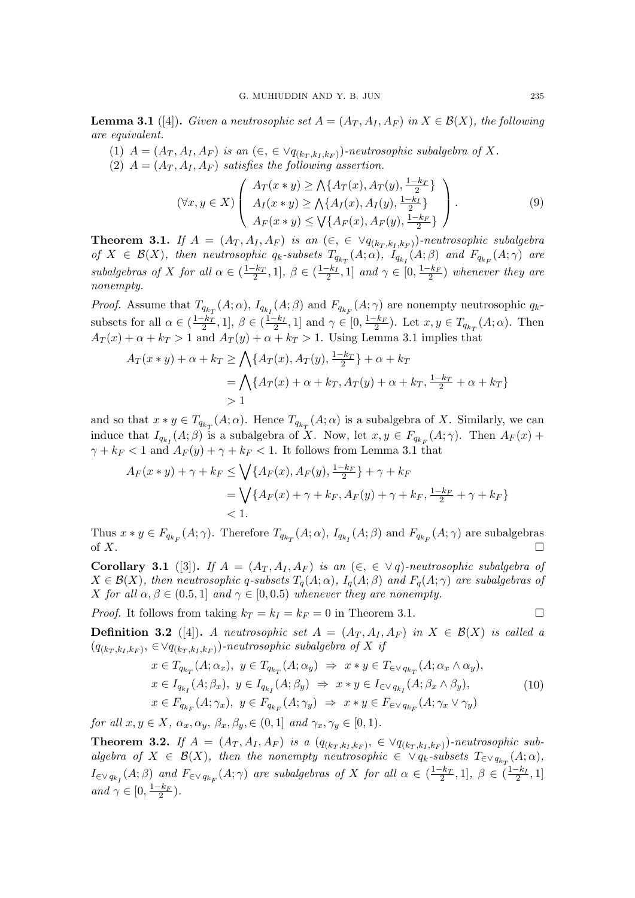**Lemma 3.1** ([4])**.** *Given a neutrosophic set $A = (A_T, A_I, A_F)$ in $X \in \mathcal{B}(X)$, the following are equivalent.*

(1) *$A = (A_T, A_I, A_F)$ is an $(\in, \in \vee q_{(k_T,k_I,k_F)})$-neutrosophic subalgebra of $X$.*

(2) *$A = (A_T, A_I, A_F)$ satisfies the following assertion.*

$$(\forall x, y \in X) \left( \begin{array}{l} A_T(x * y) \geq \bigwedge\{A_T(x), A_T(y), \frac{1-k_T}{2}\} \\ A_I(x * y) \geq \bigwedge\{A_I(x), A_I(y), \frac{1-k_I}{2}\} \\ A_F(x * y) \leq \bigvee\{A_F(x), A_F(y), \frac{1-k_F}{2}\} \end{array} \right). \tag{9}$$

**Theorem 3.1.** *If $A = (A_T, A_I, A_F)$ is an $(\in, \in \vee q_{(k_T,k_I,k_F)})$-neutrosophic subalgebra of $X \in \mathcal{B}(X)$, then neutrosophic $q_k$-subsets $T_{q_{k_T}}(A;\alpha)$, $I_{q_{k_I}}(A;\beta)$ and $F_{q_{k_F}}(A;\gamma)$ are subalgebras of $X$ for all $\alpha \in (\frac{1-k_T}{2}, 1]$, $\beta \in (\frac{1-k_I}{2}, 1]$ and $\gamma \in [0, \frac{1-k_F}{2})$ whenever they are nonempty.*

*Proof.* Assume that $T_{q_{k_T}}(A;\alpha)$, $I_{q_{k_I}}(A;\beta)$ and $F_{q_{k_F}}(A;\gamma)$ are nonempty neutrosophic $q_k$-subsets for all $\alpha \in (\frac{1-k_T}{2}, 1]$, $\beta \in (\frac{1-k_I}{2}, 1]$ and $\gamma \in [0, \frac{1-k_F}{2})$. Let $x, y \in T_{q_{k_T}}(A;\alpha)$. Then $A_T(x) + \alpha + k_T > 1$ and $A_T(y) + \alpha + k_T > 1$. Using Lemma 3.1 implies that

$$\begin{aligned} A_T(x * y) + \alpha + k_T &\geq \bigwedge\{A_T(x), A_T(y), \tfrac{1-k_T}{2}\} + \alpha + k_T \\ &= \bigwedge\{A_T(x) + \alpha + k_T, A_T(y) + \alpha + k_T, \tfrac{1-k_T}{2} + \alpha + k_T\} \\ &> 1 \end{aligned}$$

and so that $x * y \in T_{q_{k_T}}(A;\alpha)$. Hence $T_{q_{k_T}}(A;\alpha)$ is a subalgebra of $X$. Similarly, we can induce that $I_{q_{k_I}}(A;\beta)$ is a subalgebra of $X$. Now, let $x, y \in F_{q_{k_F}}(A;\gamma)$. Then $A_F(x) + \gamma + k_F < 1$ and $A_F(y) + \gamma + k_F < 1$. It follows from Lemma 3.1 that

$$\begin{aligned} A_F(x * y) + \gamma + k_F &\leq \bigvee\{A_F(x), A_F(y), \tfrac{1-k_F}{2}\} + \gamma + k_F \\ &= \bigvee\{A_F(x) + \gamma + k_F, A_F(y) + \gamma + k_F, \tfrac{1-k_F}{2} + \gamma + k_F\} \\ &< 1. \end{aligned}$$

Thus $x * y \in F_{q_{k_F}}(A;\gamma)$. Therefore $T_{q_{k_T}}(A;\alpha)$, $I_{q_{k_I}}(A;\beta)$ and $F_{q_{k_F}}(A;\gamma)$ are subalgebras of $X$. □

**Corollary 3.1** ([3])**.** *If $A = (A_T, A_I, A_F)$ is an $(\in, \in \vee q)$-neutrosophic subalgebra of $X \in \mathcal{B}(X)$, then neutrosophic $q$-subsets $T_q(A;\alpha)$, $I_q(A;\beta)$ and $F_q(A;\gamma)$ are subalgebras of $X$ for all $\alpha, \beta \in (0.5, 1]$ and $\gamma \in [0, 0.5)$ whenever they are nonempty.*

*Proof.* It follows from taking $k_T = k_I = k_F = 0$ in Theorem 3.1. □

**Definition 3.2** ([4])**.** A neutrosophic set $A = (A_T, A_I, A_F)$ in $X \in \mathcal{B}(X)$ is called a $(q_{(k_T,k_I,k_F)}, \in \vee q_{(k_T,k_I,k_F)})$-*neutrosophic subalgebra* of $X$ if

$$\begin{aligned} &x \in T_{q_{k_T}}(A;\alpha_x),\ y \in T_{q_{k_T}}(A;\alpha_y) \ \Rightarrow\ x * y \in T_{\in\vee\, q_{k_T}}(A;\alpha_x \wedge \alpha_y), \\ &x \in I_{q_{k_I}}(A;\beta_x),\ y \in I_{q_{k_I}}(A;\beta_y) \ \Rightarrow\ x * y \in I_{\in\vee\, q_{k_I}}(A;\beta_x \wedge \beta_y), \\ &x \in F_{q_{k_F}}(A;\gamma_x),\ y \in F_{q_{k_F}}(A;\gamma_y) \ \Rightarrow\ x * y \in F_{\in\vee\, q_{k_F}}(A;\gamma_x \vee \gamma_y) \end{aligned} \tag{10}$$

for all $x, y \in X$, $\alpha_x, \alpha_y$, $\beta_x, \beta_y, \in (0, 1]$ and $\gamma_x, \gamma_y \in [0, 1)$.

**Theorem 3.2.** *If $A = (A_T, A_I, A_F)$ is a $(q_{(k_T,k_I,k_F)}, \in \vee q_{(k_T,k_I,k_F)})$-neutrosophic subalgebra of $X \in \mathcal{B}(X)$, then the nonempty neutrosophic $\in \vee\, q_k$-subsets $T_{\in\vee\, q_{k_T}}(A;\alpha)$, $I_{\in\vee\, q_{k_I}}(A;\beta)$ and $F_{\in\vee\, q_{k_F}}(A;\gamma)$ are subalgebras of $X$ for all $\alpha \in (\frac{1-k_T}{2}, 1]$, $\beta \in (\frac{1-k_I}{2}, 1]$ and $\gamma \in [0, \frac{1-k_F}{2})$.*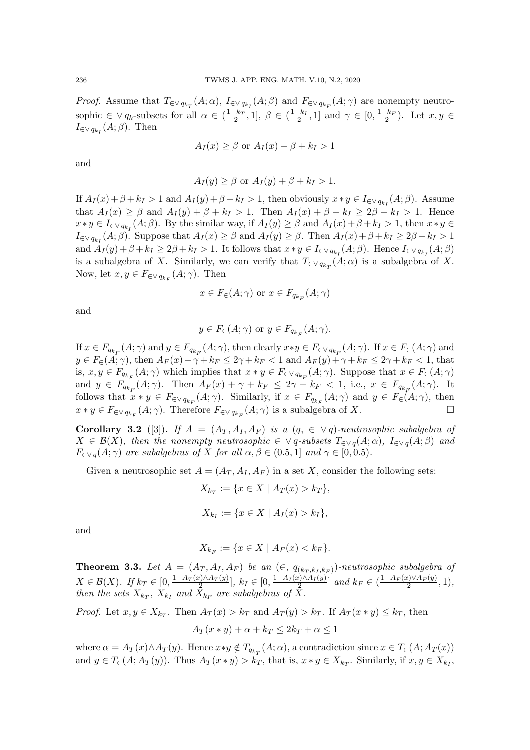*Proof.* Assume that $T_{\in\vee\, q_{k_T}}(A;\alpha)$, $I_{\in\vee\, q_{k_I}}(A;\beta)$ and $F_{\in\vee\, q_{k_F}}(A;\gamma)$ are nonempty neutrosophic $\in\vee\, q_k$-subsets for all $\alpha \in (\frac{1-k_T}{2}, 1]$, $\beta \in (\frac{1-k_I}{2}, 1]$ and $\gamma \in [0, \frac{1-k_F}{2})$. Let $x, y \in I_{\in\vee\, q_{k_I}}(A;\beta)$. Then

$$A_I(x) \geq \beta \text{ or } A_I(x) + \beta + k_I > 1$$

and

$$A_I(y) \geq \beta \text{ or } A_I(y) + \beta + k_I > 1.$$

If $A_I(x)+\beta+k_I > 1$ and $A_I(y)+\beta+k_I > 1$, then obviously $x * y \in I_{\in\vee\, q_{k_I}}(A;\beta)$. Assume that $A_I(x) \geq \beta$ and $A_I(y) + \beta + k_I > 1$. Then $A_I(x) + \beta + k_I \geq 2\beta + k_I > 1$. Hence $x * y \in I_{\in\vee\, q_{k_I}}(A;\beta)$. By the similar way, if $A_I(y) \geq \beta$ and $A_I(x)+\beta+k_I > 1$, then $x*y \in I_{\in\vee\, q_{k_I}}(A;\beta)$. Suppose that $A_I(x) \geq \beta$ and $A_I(y) \geq \beta$. Then $A_I(x)+\beta+k_I \geq 2\beta+k_I > 1$ and $A_I(y)+\beta+k_I \geq 2\beta+k_I > 1$. It follows that $x*y \in I_{\in\vee\, q_{k_I}}(A;\beta)$. Hence $I_{\in\vee\, q_{k_I}}(A;\beta)$ is a subalgebra of $X$. Similarly, we can verify that $T_{\in\vee\, q_{k_T}}(A;\alpha)$ is a subalgebra of $X$. Now, let $x, y \in F_{\in\vee\, q_{k_F}}(A;\gamma)$. Then

$$x \in F_{\in}(A;\gamma) \text{ or } x \in F_{q_{k_F}}(A;\gamma)$$

and

$$y \in F_{\in}(A;\gamma) \text{ or } y \in F_{q_{k_F}}(A;\gamma).$$

If $x \in F_{q_{k_F}}(A;\gamma)$ and $y \in F_{q_{k_F}}(A;\gamma)$, then clearly $x*y \in F_{\in\vee\, q_{k_F}}(A;\gamma)$. If $x \in F_{\in}(A;\gamma)$ and $y \in F_{\in}(A;\gamma)$, then $A_F(x)+\gamma+k_F \leq 2\gamma+k_F < 1$ and $A_F(y)+\gamma+k_F \leq 2\gamma+k_F < 1$, that is, $x, y \in F_{q_{k_F}}(A;\gamma)$ which implies that $x * y \in F_{\in\vee\, q_{k_F}}(A;\gamma)$. Suppose that $x \in F_{\in}(A;\gamma)$ and $y \in F_{q_{k_F}}(A;\gamma)$. Then $A_F(x) + \gamma + k_F \leq 2\gamma + k_F < 1$, i.e., $x \in F_{q_{k_F}}(A;\gamma)$. It follows that $x * y \in F_{\in\vee\, q_{k_F}}(A;\gamma)$. Similarly, if $x \in F_{q_{k_F}}(A;\gamma)$ and $y \in F_{\in}(A;\gamma)$, then $x * y \in F_{\in\vee\, q_{k_F}}(A;\gamma)$. Therefore $F_{\in\vee\, q_{k_F}}(A;\gamma)$ is a subalgebra of $X$. □

**Corollary 3.2** ([3])**.** *If $A = (A_T, A_I, A_F)$ is a $(q, \in\vee\, q)$-neutrosophic subalgebra of $X \in \mathcal{B}(X)$, then the nonempty neutrosophic $\in\vee\, q$-subsets $T_{\in\vee\, q}(A;\alpha)$, $I_{\in\vee\, q}(A;\beta)$ and $F_{\in\vee\, q}(A;\gamma)$ are subalgebras of $X$ for all $\alpha, \beta \in (0.5, 1]$ and $\gamma \in [0, 0.5)$.*

Given a neutrosophic set $A = (A_T, A_I, A_F)$ in a set $X$, consider the following sets:

$$X_{k_T} := \{x \in X \mid A_T(x) > k_T\},$$

$$X_{k_I} := \{x \in X \mid A_I(x) > k_I\},$$

and

$$X_{k_F} := \{x \in X \mid A_F(x) < k_F\}.$$

**Theorem 3.3.** *Let $A = (A_T, A_I, A_F)$ be an $(\in, q_{(k_T,k_I,k_F)})$-neutrosophic subalgebra of $X \in \mathcal{B}(X)$. If $k_T \in [0, \frac{1-A_T(x)\wedge A_T(y)}{2}]$, $k_I \in [0, \frac{1-A_I(x)\wedge A_I(y)}{2}]$ and $k_F \in (\frac{1-A_F(x)\vee A_F(y)}{2}, 1)$, then the sets $X_{k_T}$, $X_{k_I}$ and $X_{k_F}$ are subalgebras of $X$.*

*Proof.* Let $x, y \in X_{k_T}$. Then $A_T(x) > k_T$ and $A_T(y) > k_T$. If $A_T(x * y) \leq k_T$, then

$$A_T(x * y) + \alpha + k_T \leq 2k_T + \alpha \leq 1$$

where $\alpha = A_T(x)\wedge A_T(y)$. Hence $x*y \notin T_{q_{k_T}}(A;\alpha)$, a contradiction since $x \in T_{\in}(A; A_T(x))$ and $y \in T_{\in}(A; A_T(y))$. Thus $A_T(x * y) > k_T$, that is, $x * y \in X_{k_T}$. Similarly, if $x, y \in X_{k_I}$,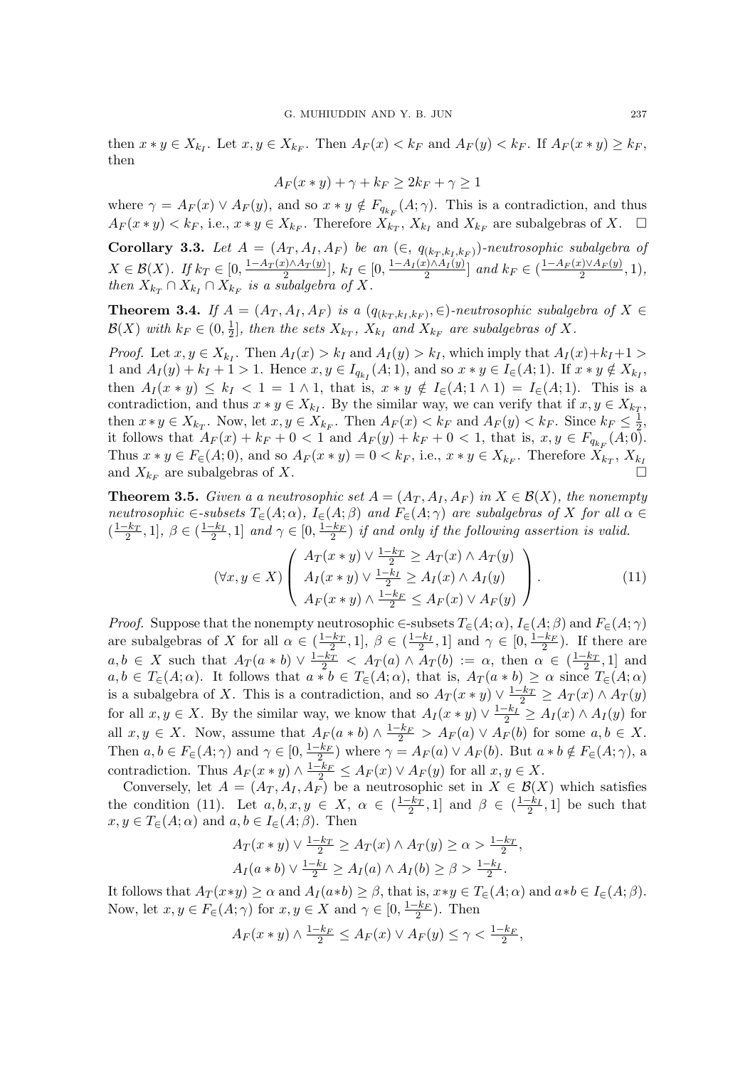then $x * y \in X_{k_I}$. Let $x, y \in X_{k_F}$. Then $A_F(x) < k_F$ and $A_F(y) < k_F$. If $A_F(x * y) \geq k_F$, then

$$A_F(x * y) + \gamma + k_F \geq 2k_F + \gamma \geq 1$$

where $\gamma = A_F(x) \vee A_F(y)$, and so $x * y \notin F_{q_{k_F}}(A; \gamma)$. This is a contradiction, and thus $A_F(x * y) < k_F$, i.e., $x * y \in X_{k_F}$. Therefore $X_{k_T}$, $X_{k_I}$ and $X_{k_F}$ are subalgebras of $X$. $\square$

**Corollary 3.3.** *Let $A = (A_T, A_I, A_F)$ be an $(\in, q_{(k_T,k_I,k_F)})$-neutrosophic subalgebra of $X \in \mathcal{B}(X)$. If $k_T \in [0, \frac{1-A_T(x)\wedge A_T(y)}{2}]$, $k_I \in [0, \frac{1-A_I(x)\wedge A_I(y)}{2}]$ and $k_F \in (\frac{1-A_F(x)\vee A_F(y)}{2}, 1)$, then $X_{k_T} \cap X_{k_I} \cap X_{k_F}$ is a subalgebra of $X$.*

**Theorem 3.4.** *If $A = (A_T, A_I, A_F)$ is a $(q_{(k_T,k_I,k_F)}, \in)$-neutrosophic subalgebra of $X \in \mathcal{B}(X)$ with $k_F \in (0, \frac{1}{2}]$, then the sets $X_{k_T}$, $X_{k_I}$ and $X_{k_F}$ are subalgebras of $X$.*

*Proof.* Let $x, y \in X_{k_I}$. Then $A_I(x) > k_I$ and $A_I(y) > k_I$, which imply that $A_I(x)+k_I+1 > 1$ and $A_I(y) + k_I + 1 > 1$. Hence $x, y \in I_{q_{k_I}}(A; 1)$, and so $x * y \in I_\in(A; 1)$. If $x * y \notin X_{k_I}$, then $A_I(x * y) \leq k_I < 1 = 1 \wedge 1$, that is, $x * y \notin I_\in(A; 1 \wedge 1) = I_\in(A; 1)$. This is a contradiction, and thus $x * y \in X_{k_I}$. By the similar way, we can verify that if $x, y \in X_{k_T}$, then $x * y \in X_{k_T}$. Now, let $x, y \in X_{k_F}$. Then $A_F(x) < k_F$ and $A_F(y) < k_F$. Since $k_F \leq \frac{1}{2}$, it follows that $A_F(x) + k_F + 0 < 1$ and $A_F(y) + k_F + 0 < 1$, that is, $x, y \in F_{q_{k_F}}(A; 0)$. Thus $x * y \in F_\in(A; 0)$, and so $A_F(x * y) = 0 < k_F$, i.e., $x * y \in X_{k_F}$. Therefore $X_{k_T}$, $X_{k_I}$ and $X_{k_F}$ are subalgebras of $X$. $\square$

**Theorem 3.5.** *Given a a neutrosophic set $A = (A_T, A_I, A_F)$ in $X \in \mathcal{B}(X)$, the nonempty neutrosophic $\in$-subsets $T_\in(A; \alpha)$, $I_\in(A; \beta)$ and $F_\in(A; \gamma)$ are subalgebras of $X$ for all $\alpha \in (\frac{1-k_T}{2}, 1]$, $\beta \in (\frac{1-k_I}{2}, 1]$ and $\gamma \in [0, \frac{1-k_F}{2})$ if and only if the following assertion is valid.*

$$(\forall x, y \in X) \left( \begin{array}{l} A_T(x * y) \vee \frac{1-k_T}{2} \geq A_T(x) \wedge A_T(y) \\ A_I(x * y) \vee \frac{1-k_I}{2} \geq A_I(x) \wedge A_I(y) \\ A_F(x * y) \wedge \frac{1-k_F}{2} \leq A_F(x) \vee A_F(y) \end{array} \right). \tag{11}$$

*Proof.* Suppose that the nonempty neutrosophic $\in$-subsets $T_\in(A; \alpha)$, $I_\in(A; \beta)$ and $F_\in(A; \gamma)$ are subalgebras of $X$ for all $\alpha \in (\frac{1-k_T}{2}, 1]$, $\beta \in (\frac{1-k_I}{2}, 1]$ and $\gamma \in [0, \frac{1-k_F}{2})$. If there are $a, b \in X$ such that $A_T(a * b) \vee \frac{1-k_T}{2} < A_T(a) \wedge A_T(b) := \alpha$, then $\alpha \in (\frac{1-k_T}{2}, 1]$ and $a, b \in T_\in(A; \alpha)$. It follows that $a * b \in T_\in(A; \alpha)$, that is, $A_T(a * b) \geq \alpha$ since $T_\in(A; \alpha)$ is a subalgebra of $X$. This is a contradiction, and so $A_T(x * y) \vee \frac{1-k_T}{2} \geq A_T(x) \wedge A_T(y)$ for all $x, y \in X$. By the similar way, we know that $A_I(x * y) \vee \frac{1-k_I}{2} \geq A_I(x) \wedge A_I(y)$ for all $x, y \in X$. Now, assume that $A_F(a * b) \wedge \frac{1-k_F}{2} > A_F(a) \vee A_F(b)$ for some $a, b \in X$. Then $a, b \in F_\in(A; \gamma)$ and $\gamma \in [0, \frac{1-k_F}{2})$ where $\gamma = A_F(a) \vee A_F(b)$. But $a * b \notin F_\in(A; \gamma)$, a contradiction. Thus $A_F(x * y) \wedge \frac{1-k_F}{2} \leq A_F(x) \vee A_F(y)$ for all $x, y \in X$.

Conversely, let $A = (A_T, A_I, A_F)$ be a neutrosophic set in $X \in \mathcal{B}(X)$ which satisfies the condition (11). Let $a, b, x, y \in X$, $\alpha \in (\frac{1-k_T}{2}, 1]$ and $\beta \in (\frac{1-k_I}{2}, 1]$ be such that $x, y \in T_\in(A; \alpha)$ and $a, b \in I_\in(A; \beta)$. Then

$$A_T(x * y) \vee \tfrac{1-k_T}{2} \geq A_T(x) \wedge A_T(y) \geq \alpha > \tfrac{1-k_T}{2},$$
$$A_I(a * b) \vee \tfrac{1-k_I}{2} \geq A_I(a) \wedge A_I(b) \geq \beta > \tfrac{1-k_I}{2}.$$

It follows that $A_T(x*y) \geq \alpha$ and $A_I(a*b) \geq \beta$, that is, $x*y \in T_\in(A; \alpha)$ and $a*b \in I_\in(A; \beta)$. Now, let $x, y \in F_\in(A; \gamma)$ for $x, y \in X$ and $\gamma \in [0, \frac{1-k_F}{2})$. Then

$$A_F(x * y) \wedge \tfrac{1-k_F}{2} \leq A_F(x) \vee A_F(y) \leq \gamma < \tfrac{1-k_F}{2},$$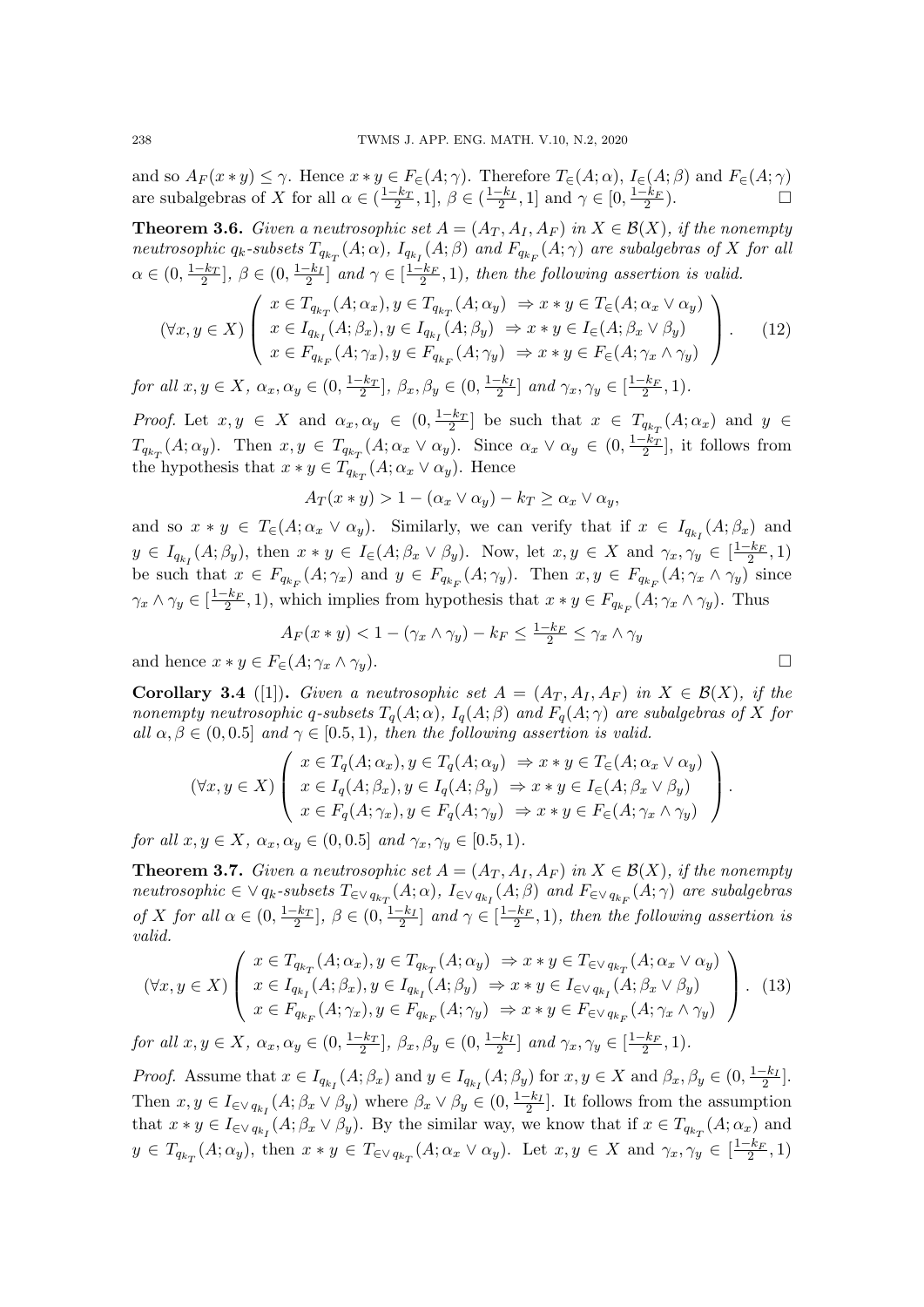and so $A_F(x*y) \leq \gamma$. Hence $x*y \in F_\in(A;\gamma)$. Therefore $T_\in(A;\alpha)$, $I_\in(A;\beta)$ and $F_\in(A;\gamma)$ are subalgebras of $X$ for all $\alpha \in (\frac{1-k_T}{2}, 1]$, $\beta \in (\frac{1-k_I}{2}, 1]$ and $\gamma \in [0, \frac{1-k_F}{2})$. □

**Theorem 3.6.** *Given a neutrosophic set $A = (A_T, A_I, A_F)$ in $X \in \mathcal{B}(X)$, if the nonempty neutrosophic $q_k$-subsets $T_{q_{k_T}}(A;\alpha)$, $I_{q_{k_I}}(A;\beta)$ and $F_{q_{k_F}}(A;\gamma)$ are subalgebras of $X$ for all $\alpha \in (0, \frac{1-k_T}{2}]$, $\beta \in (0, \frac{1-k_I}{2}]$ and $\gamma \in [\frac{1-k_F}{2}, 1)$, then the following assertion is valid.*

$$(\forall x, y \in X) \left( \begin{array}{l} x \in T_{q_{k_T}}(A;\alpha_x), y \in T_{q_{k_T}}(A;\alpha_y) \ \Rightarrow x*y \in T_\in(A;\alpha_x \vee \alpha_y) \\ x \in I_{q_{k_I}}(A;\beta_x), y \in I_{q_{k_I}}(A;\beta_y) \ \Rightarrow x*y \in I_\in(A;\beta_x \vee \beta_y) \\ x \in F_{q_{k_F}}(A;\gamma_x), y \in F_{q_{k_F}}(A;\gamma_y) \ \Rightarrow x*y \in F_\in(A;\gamma_x \wedge \gamma_y) \end{array} \right). \tag{12}$$

*for all $x, y \in X$, $\alpha_x, \alpha_y \in (0, \frac{1-k_T}{2}]$, $\beta_x, \beta_y \in (0, \frac{1-k_I}{2}]$ and $\gamma_x, \gamma_y \in [\frac{1-k_F}{2}, 1)$.*

*Proof.* Let $x, y \in X$ and $\alpha_x, \alpha_y \in (0, \frac{1-k_T}{2}]$ be such that $x \in T_{q_{k_T}}(A;\alpha_x)$ and $y \in T_{q_{k_T}}(A;\alpha_y)$. Then $x, y \in T_{q_{k_T}}(A;\alpha_x \vee \alpha_y)$. Since $\alpha_x \vee \alpha_y \in (0, \frac{1-k_T}{2}]$, it follows from the hypothesis that $x*y \in T_{q_{k_T}}(A;\alpha_x \vee \alpha_y)$. Hence

$$A_T(x*y) > 1 - (\alpha_x \vee \alpha_y) - k_T \geq \alpha_x \vee \alpha_y,$$

and so $x*y \in T_\in(A;\alpha_x \vee \alpha_y)$. Similarly, we can verify that if $x \in I_{q_{k_I}}(A;\beta_x)$ and $y \in I_{q_{k_I}}(A;\beta_y)$, then $x*y \in I_\in(A;\beta_x \vee \beta_y)$. Now, let $x, y \in X$ and $\gamma_x, \gamma_y \in [\frac{1-k_F}{2}, 1)$ be such that $x \in F_{q_{k_F}}(A;\gamma_x)$ and $y \in F_{q_{k_F}}(A;\gamma_y)$. Then $x, y \in F_{q_{k_F}}(A;\gamma_x \wedge \gamma_y)$ since $\gamma_x \wedge \gamma_y \in [\frac{1-k_F}{2}, 1)$, which implies from hypothesis that $x*y \in F_{q_{k_F}}(A;\gamma_x \wedge \gamma_y)$. Thus

$$A_F(x*y) < 1 - (\gamma_x \wedge \gamma_y) - k_F \leq \tfrac{1-k_F}{2} \leq \gamma_x \wedge \gamma_y$$

and hence $x*y \in F_\in(A;\gamma_x \wedge \gamma_y)$. □

**Corollary 3.4** ([1])**.** *Given a neutrosophic set $A = (A_T, A_I, A_F)$ in $X \in \mathcal{B}(X)$, if the nonempty neutrosophic q-subsets $T_q(A;\alpha)$, $I_q(A;\beta)$ and $F_q(A;\gamma)$ are subalgebras of $X$ for all $\alpha, \beta \in (0, 0.5]$ and $\gamma \in [0.5, 1)$, then the following assertion is valid.*

$$(\forall x, y \in X) \left( \begin{array}{l} x \in T_q(A;\alpha_x), y \in T_q(A;\alpha_y) \ \Rightarrow x*y \in T_\in(A;\alpha_x \vee \alpha_y) \\ x \in I_q(A;\beta_x), y \in I_q(A;\beta_y) \ \Rightarrow x*y \in I_\in(A;\beta_x \vee \beta_y) \\ x \in F_q(A;\gamma_x), y \in F_q(A;\gamma_y) \ \Rightarrow x*y \in F_\in(A;\gamma_x \wedge \gamma_y) \end{array} \right).$$

*for all $x, y \in X$, $\alpha_x, \alpha_y \in (0, 0.5]$ and $\gamma_x, \gamma_y \in [0.5, 1)$.*

**Theorem 3.7.** *Given a neutrosophic set $A = (A_T, A_I, A_F)$ in $X \in \mathcal{B}(X)$, if the nonempty neutrosophic $\in \vee q_k$-subsets $T_{\in\vee q_{k_T}}(A;\alpha)$, $I_{\in\vee q_{k_I}}(A;\beta)$ and $F_{\in\vee q_{k_F}}(A;\gamma)$ are subalgebras of $X$ for all $\alpha \in (0, \frac{1-k_T}{2}]$, $\beta \in (0, \frac{1-k_I}{2}]$ and $\gamma \in [\frac{1-k_F}{2}, 1)$, then the following assertion is valid.*

$$(\forall x, y \in X) \left( \begin{array}{l} x \in T_{q_{k_T}}(A;\alpha_x), y \in T_{q_{k_T}}(A;\alpha_y) \ \Rightarrow x*y \in T_{\in\vee q_{k_T}}(A;\alpha_x \vee \alpha_y) \\ x \in I_{q_{k_I}}(A;\beta_x), y \in I_{q_{k_I}}(A;\beta_y) \ \Rightarrow x*y \in I_{\in\vee q_{k_I}}(A;\beta_x \vee \beta_y) \\ x \in F_{q_{k_F}}(A;\gamma_x), y \in F_{q_{k_F}}(A;\gamma_y) \ \Rightarrow x*y \in F_{\in\vee q_{k_F}}(A;\gamma_x \wedge \gamma_y) \end{array} \right). \tag{13}$$

*for all $x, y \in X$, $\alpha_x, \alpha_y \in (0, \frac{1-k_T}{2}]$, $\beta_x, \beta_y \in (0, \frac{1-k_I}{2}]$ and $\gamma_x, \gamma_y \in [\frac{1-k_F}{2}, 1)$.*

*Proof.* Assume that $x \in I_{q_{k_I}}(A;\beta_x)$ and $y \in I_{q_{k_I}}(A;\beta_y)$ for $x, y \in X$ and $\beta_x, \beta_y \in (0, \frac{1-k_I}{2}]$. Then $x, y \in I_{\in\vee q_{k_I}}(A;\beta_x \vee \beta_y)$ where $\beta_x \vee \beta_y \in (0, \frac{1-k_I}{2}]$. It follows from the assumption that $x*y \in I_{\in\vee q_{k_I}}(A;\beta_x \vee \beta_y)$. By the similar way, we know that if $x \in T_{q_{k_T}}(A;\alpha_x)$ and $y \in T_{q_{k_T}}(A;\alpha_y)$, then $x*y \in T_{\in\vee q_{k_T}}(A;\alpha_x \vee \alpha_y)$. Let $x, y \in X$ and $\gamma_x, \gamma_y \in [\frac{1-k_F}{2}, 1)$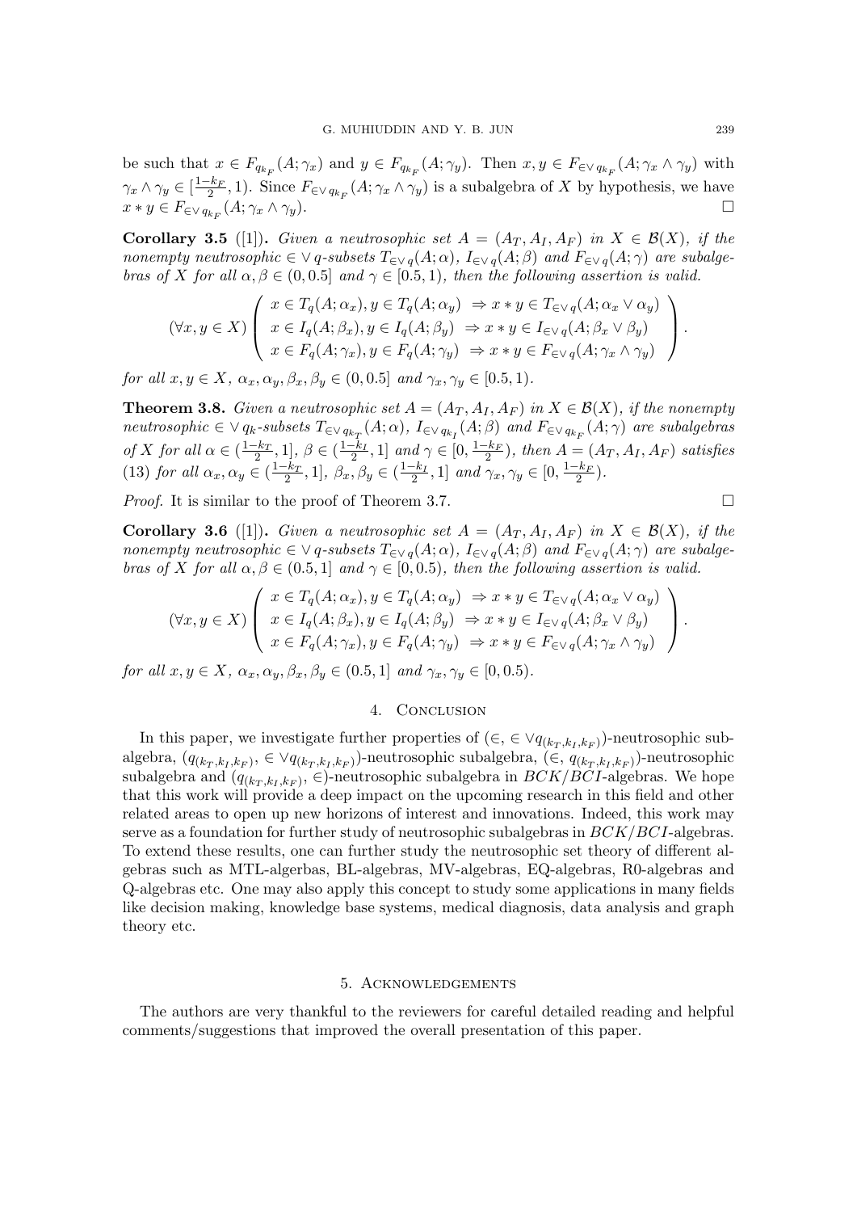be such that $x \in F_{q_{k_F}}(A; \gamma_x)$ and $y \in F_{q_{k_F}}(A; \gamma_y)$. Then $x, y \in F_{\in \vee q_{k_F}}(A; \gamma_x \wedge \gamma_y)$ with $\gamma_x \wedge \gamma_y \in [\frac{1-k_F}{2}, 1)$. Since $F_{\in \vee q_{k_F}}(A; \gamma_x \wedge \gamma_y)$ is a subalgebra of $X$ by hypothesis, we have $x * y \in F_{\in \vee q_{k_F}}(A; \gamma_x \wedge \gamma_y)$. □

**Corollary 3.5** ([1]). *Given a neutrosophic set $A = (A_T, A_I, A_F)$ in $X \in \mathcal{B}(X)$, if the nonempty neutrosophic $\in \vee q$-subsets $T_{\in \vee q}(A; \alpha)$, $I_{\in \vee q}(A; \beta)$ and $F_{\in \vee q}(A; \gamma)$ are subalgebras of $X$ for all $\alpha, \beta \in (0, 0.5]$ and $\gamma \in [0.5, 1)$, then the following assertion is valid.*

$$(\forall x, y \in X) \left( \begin{array}{l} x \in T_q(A; \alpha_x), y \in T_q(A; \alpha_y) \Rightarrow x * y \in T_{\in \vee q}(A; \alpha_x \vee \alpha_y) \\ x \in I_q(A; \beta_x), y \in I_q(A; \beta_y) \Rightarrow x * y \in I_{\in \vee q}(A; \beta_x \vee \beta_y) \\ x \in F_q(A; \gamma_x), y \in F_q(A; \gamma_y) \Rightarrow x * y \in F_{\in \vee q}(A; \gamma_x \wedge \gamma_y) \end{array} \right).$$

*for all $x, y \in X$, $\alpha_x, \alpha_y, \beta_x, \beta_y \in (0, 0.5]$ and $\gamma_x, \gamma_y \in [0.5, 1)$.*

**Theorem 3.8.** *Given a neutrosophic set $A = (A_T, A_I, A_F)$ in $X \in \mathcal{B}(X)$, if the nonempty neutrosophic $\in \vee q_k$-subsets $T_{\in \vee q_{k_T}}(A; \alpha)$, $I_{\in \vee q_{k_I}}(A; \beta)$ and $F_{\in \vee q_{k_F}}(A; \gamma)$ are subalgebras of $X$ for all $\alpha \in (\frac{1-k_T}{2}, 1]$, $\beta \in (\frac{1-k_I}{2}, 1]$ and $\gamma \in [0, \frac{1-k_F}{2})$, then $A = (A_T, A_I, A_F)$ satisfies (13) for all $\alpha_x, \alpha_y \in (\frac{1-k_T}{2}, 1]$, $\beta_x, \beta_y \in (\frac{1-k_I}{2}, 1]$ and $\gamma_x, \gamma_y \in [0, \frac{1-k_F}{2})$.*

*Proof.* It is similar to the proof of Theorem 3.7. □

**Corollary 3.6** ([1]). *Given a neutrosophic set $A = (A_T, A_I, A_F)$ in $X \in \mathcal{B}(X)$, if the nonempty neutrosophic $\in \vee q$-subsets $T_{\in \vee q}(A; \alpha)$, $I_{\in \vee q}(A; \beta)$ and $F_{\in \vee q}(A; \gamma)$ are subalgebras of $X$ for all $\alpha, \beta \in (0.5, 1]$ and $\gamma \in [0, 0.5)$, then the following assertion is valid.*

$$(\forall x, y \in X) \left( \begin{array}{l} x \in T_q(A; \alpha_x), y \in T_q(A; \alpha_y) \Rightarrow x * y \in T_{\in \vee q}(A; \alpha_x \vee \alpha_y) \\ x \in I_q(A; \beta_x), y \in I_q(A; \beta_y) \Rightarrow x * y \in I_{\in \vee q}(A; \beta_x \vee \beta_y) \\ x \in F_q(A; \gamma_x), y \in F_q(A; \gamma_y) \Rightarrow x * y \in F_{\in \vee q}(A; \gamma_x \wedge \gamma_y) \end{array} \right).$$

*for all $x, y \in X$, $\alpha_x, \alpha_y, \beta_x, \beta_y \in (0.5, 1]$ and $\gamma_x, \gamma_y \in [0, 0.5)$.*

## 4. Conclusion

In this paper, we investigate further properties of $(\in, \in \vee q_{(k_T,k_I,k_F)})$-neutrosophic subalgebra, $(q_{(k_T,k_I,k_F)}, \in \vee q_{(k_T,k_I,k_F)})$-neutrosophic subalgebra, $(\in, q_{(k_T,k_I,k_F)})$-neutrosophic subalgebra and $(q_{(k_T,k_I,k_F)}, \in)$-neutrosophic subalgebra in $BCK/BCI$-algebras. We hope that this work will provide a deep impact on the upcoming research in this field and other related areas to open up new horizons of interest and innovations. Indeed, this work may serve as a foundation for further study of neutrosophic subalgebras in $BCK/BCI$-algebras. To extend these results, one can further study the neutrosophic set theory of different algebras such as MTL-algerbas, BL-algebras, MV-algebras, EQ-algebras, R0-algebras and Q-algebras etc. One may also apply this concept to study some applications in many fields like decision making, knowledge base systems, medical diagnosis, data analysis and graph theory etc.

## 5. Acknowledgements

The authors are very thankful to the reviewers for careful detailed reading and helpful comments/suggestions that improved the overall presentation of this paper.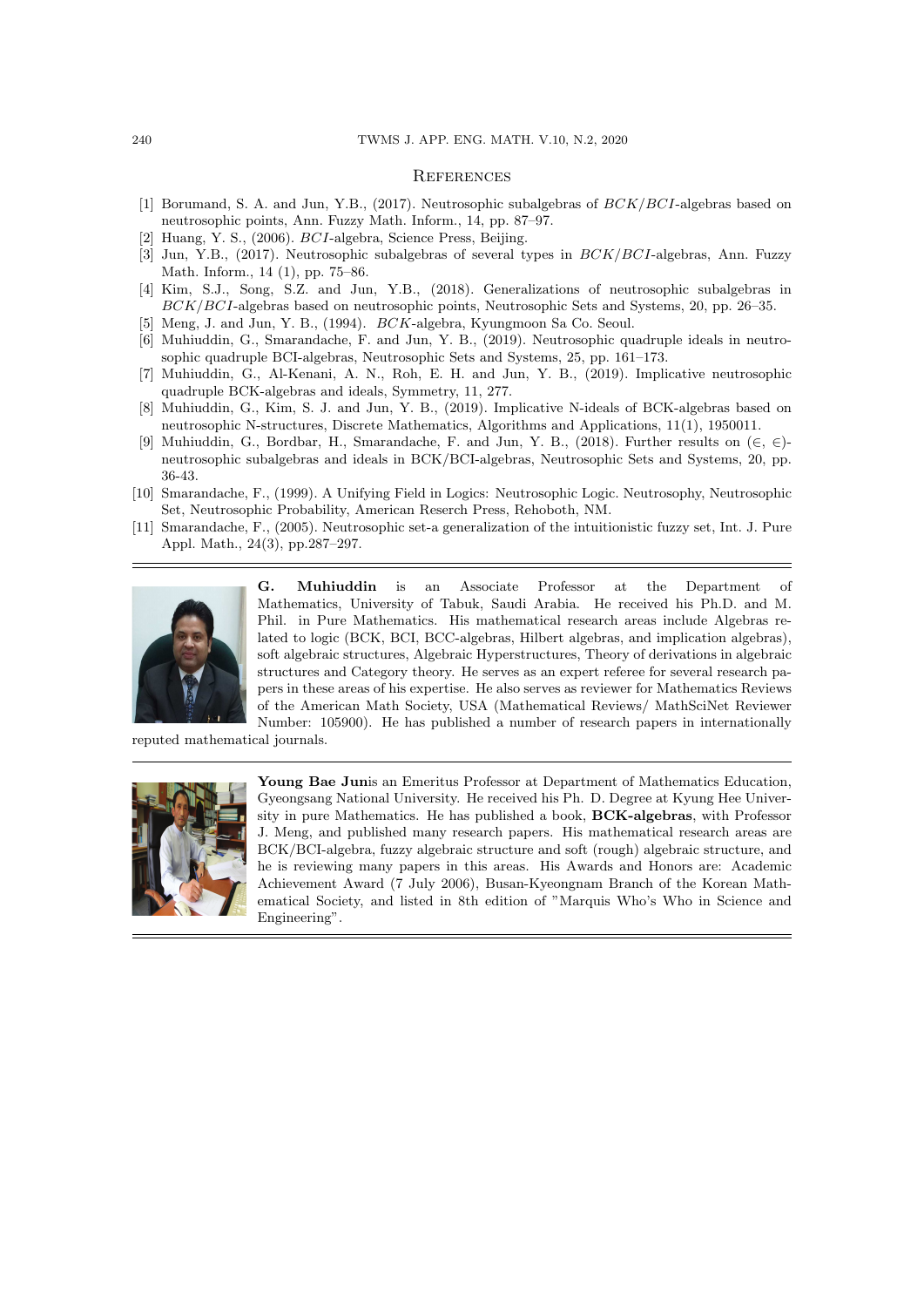## References

[1] Borumand, S. A. and Jun, Y.B., (2017). Neutrosophic subalgebras of $BCK/BCI$-algebras based on neutrosophic points, Ann. Fuzzy Math. Inform., 14, pp. 87–97.

[2] Huang, Y. S., (2006). $BCI$-algebra, Science Press, Beijing.

[3] Jun, Y.B., (2017). Neutrosophic subalgebras of several types in $BCK/BCI$-algebras, Ann. Fuzzy Math. Inform., 14 (1), pp. 75–86.

[4] Kim, S.J., Song, S.Z. and Jun, Y.B., (2018). Generalizations of neutrosophic subalgebras in $BCK/BCI$-algebras based on neutrosophic points, Neutrosophic Sets and Systems, 20, pp. 26–35.

[5] Meng, J. and Jun, Y. B., (1994). $BCK$-algebra, Kyungmoon Sa Co. Seoul.

[6] Muhiuddin, G., Smarandache, F. and Jun, Y. B., (2019). Neutrosophic quadruple ideals in neutrosophic quadruple BCI-algebras, Neutrosophic Sets and Systems, 25, pp. 161–173.

[7] Muhiuddin, G., Al-Kenani, A. N., Roh, E. H. and Jun, Y. B., (2019). Implicative neutrosophic quadruple BCK-algebras and ideals, Symmetry, 11, 277.

[8] Muhiuddin, G., Kim, S. J. and Jun, Y. B., (2019). Implicative N-ideals of BCK-algebras based on neutrosophic N-structures, Discrete Mathematics, Algorithms and Applications, 11(1), 1950011.

[9] Muhiuddin, G., Bordbar, H., Smarandache, F. and Jun, Y. B., (2018). Further results on $(\in, \in)$-neutrosophic subalgebras and ideals in BCK/BCI-algebras, Neutrosophic Sets and Systems, 20, pp. 36-43.

[10] Smarandache, F., (1999). A Unifying Field in Logics: Neutrosophic Logic. Neutrosophy, Neutrosophic Set, Neutrosophic Probability, American Reserch Press, Rehoboth, NM.

[11] Smarandache, F., (2005). Neutrosophic set-a generalization of the intuitionistic fuzzy set, Int. J. Pure Appl. Math., 24(3), pp.287–297.

---

**G. Muhiuddin** is an Associate Professor at the Department of Mathematics, University of Tabuk, Saudi Arabia. He received his Ph.D. and M. Phil. in Pure Mathematics. His mathematical research areas include Algebras related to logic (BCK, BCI, BCC-algebras, Hilbert algebras, and implication algebras), soft algebraic structures, Algebraic Hyperstructures, Theory of derivations in algebraic structures and Category theory. He serves as an expert referee for several research papers in these areas of his expertise. He also serves as reviewer for Mathematics Reviews of the American Math Society, USA (Mathematical Reviews/ MathSciNet Reviewer Number: 105900). He has published a number of research papers in internationally reputed mathematical journals.

---

**Young Bae Jun**is an Emeritus Professor at Department of Mathematics Education, Gyeongsang National University. He received his Ph. D. Degree at Kyung Hee University in pure Mathematics. He has published a book, **BCK-algebras**, with Professor J. Meng, and published many research papers. His mathematical research areas are BCK/BCI-algebra, fuzzy algebraic structure and soft (rough) algebraic structure, and he is reviewing many papers in this areas. His Awards and Honors are: Academic Achievement Award (7 July 2006), Busan-Kyeongnam Branch of the Korean Mathematical Society, and listed in 8th edition of "Marquis Who's Who in Science and Engineering".